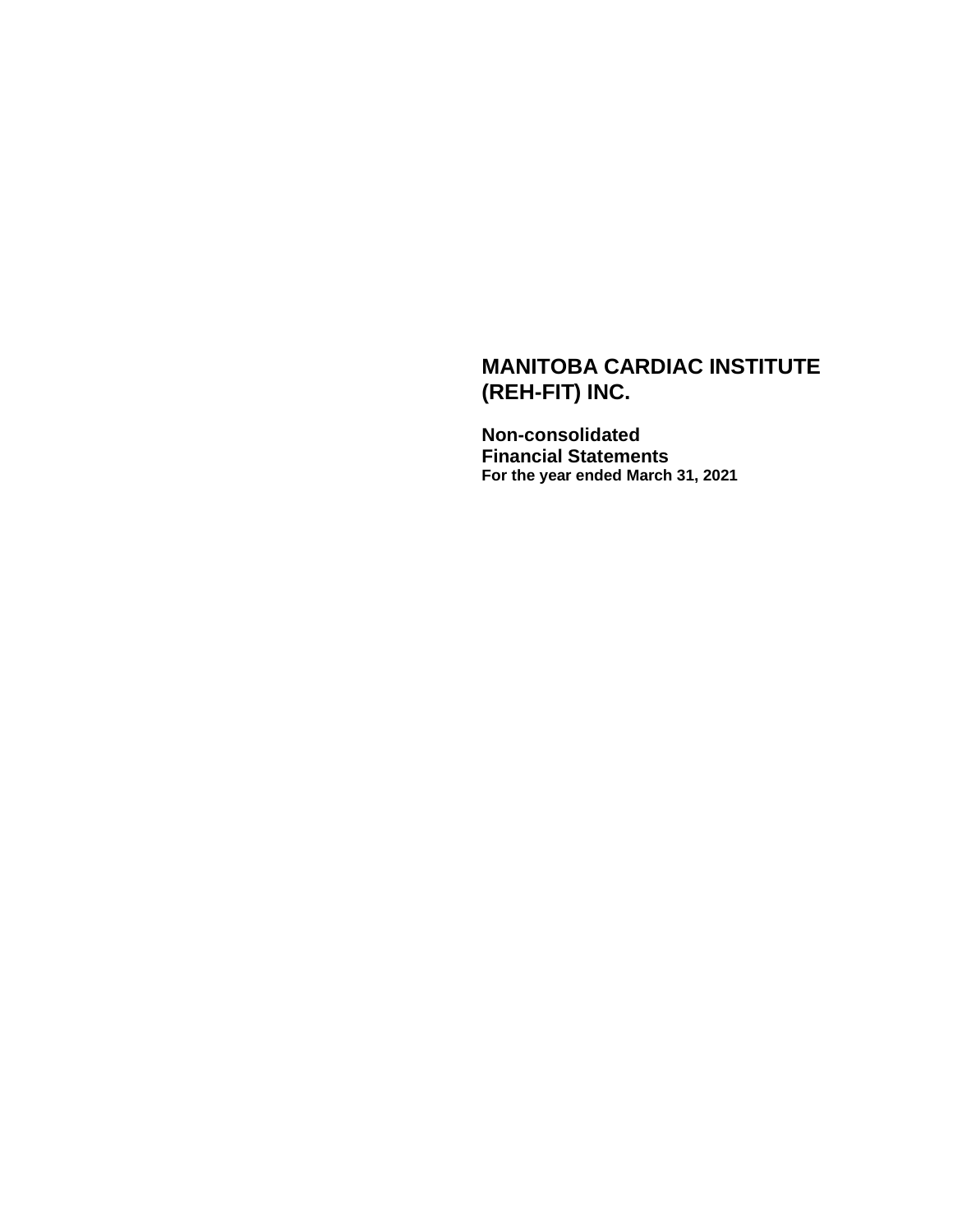# MANITOBA CARDIAC INSTITUTE (REH-FIT) INC.

## Non-consolidated Financial Statements

**For the year ended March 31, 2021**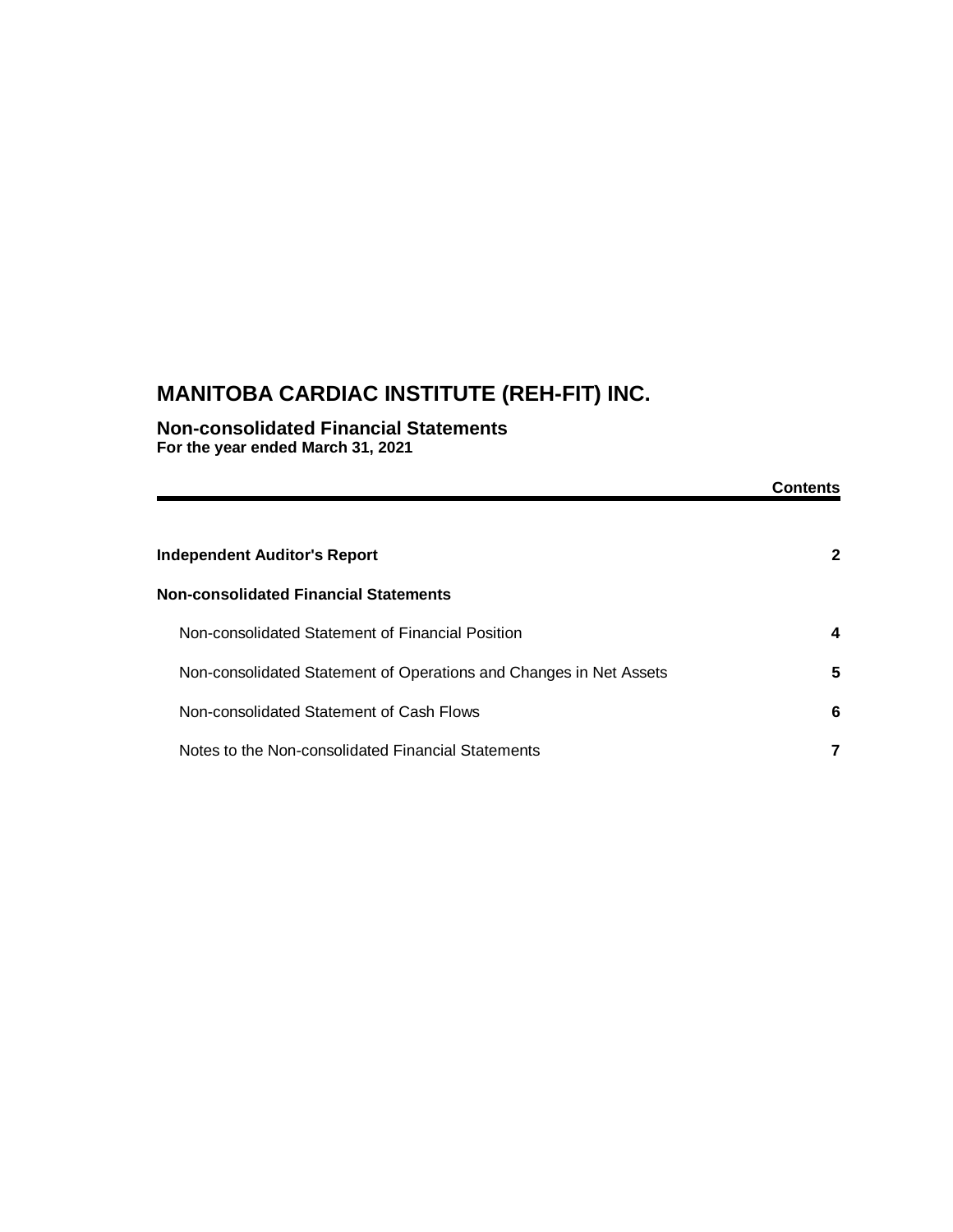# MANITOBA CARDIAC INSTITUTE (REH-FIT) INC.

## Non-consolidated Financial Statements

**For the year ended March 31, 2021**

| | Contents |
|---|---|
| **Independent Auditor's Report** | **2** |
| **Non-consolidated Financial Statements** | |
| Non-consolidated Statement of Financial Position | **4** |
| Non-consolidated Statement of Operations and Changes in Net Assets | **5** |
| Non-consolidated Statement of Cash Flows | **6** |
| Notes to the Non-consolidated Financial Statements | **7** |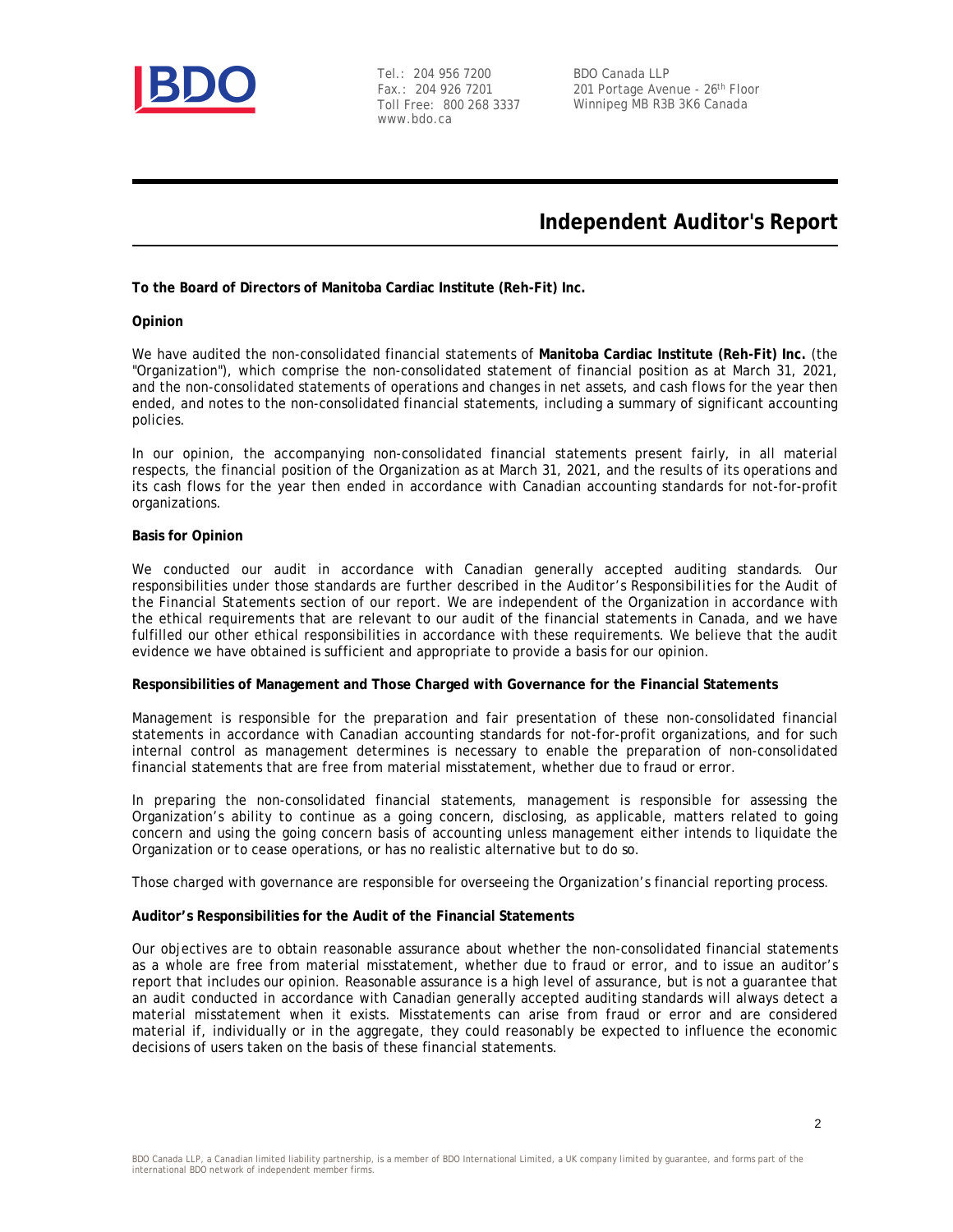Tel.: 204 956 7200
Fax.: 204 926 7201
Toll Free: 800 268 3337
www.bdo.ca

BDO Canada LLP
201 Portage Avenue - 26th Floor
Winnipeg MB R3B 3K6 Canada

# Independent Auditor's Report

**To the Board of Directors of Manitoba Cardiac Institute (Reh-Fit) Inc.**

**Opinion**

We have audited the non-consolidated financial statements of **Manitoba Cardiac Institute (Reh-Fit) Inc.** (the "Organization"), which comprise the non-consolidated statement of financial position as at March 31, 2021, and the non-consolidated statements of operations and changes in net assets, and cash flows for the year then ended, and notes to the non-consolidated financial statements, including a summary of significant accounting policies.

In our opinion, the accompanying non-consolidated financial statements present fairly, in all material respects, the financial position of the Organization as at March 31, 2021, and the results of its operations and its cash flows for the year then ended in accordance with Canadian accounting standards for not-for-profit organizations.

**Basis for Opinion**

We conducted our audit in accordance with Canadian generally accepted auditing standards. Our responsibilities under those standards are further described in the *Auditor's Responsibilities for the Audit of the Financial Statements* section of our report. We are independent of the Organization in accordance with the ethical requirements that are relevant to our audit of the financial statements in Canada, and we have fulfilled our other ethical responsibilities in accordance with these requirements. We believe that the audit evidence we have obtained is sufficient and appropriate to provide a basis for our opinion.

**Responsibilities of Management and Those Charged with Governance for the Financial Statements**

Management is responsible for the preparation and fair presentation of these non-consolidated financial statements in accordance with Canadian accounting standards for not-for-profit organizations, and for such internal control as management determines is necessary to enable the preparation of non-consolidated financial statements that are free from material misstatement, whether due to fraud or error.

In preparing the non-consolidated financial statements, management is responsible for assessing the Organization's ability to continue as a going concern, disclosing, as applicable, matters related to going concern and using the going concern basis of accounting unless management either intends to liquidate the Organization or to cease operations, or has no realistic alternative but to do so.

Those charged with governance are responsible for overseeing the Organization's financial reporting process.

**Auditor's Responsibilities for the Audit of the Financial Statements**

Our objectives are to obtain reasonable assurance about whether the non-consolidated financial statements as a whole are free from material misstatement, whether due to fraud or error, and to issue an auditor's report that includes our opinion. Reasonable assurance is a high level of assurance, but is not a guarantee that an audit conducted in accordance with Canadian generally accepted auditing standards will always detect a material misstatement when it exists. Misstatements can arise from fraud or error and are considered material if, individually or in the aggregate, they could reasonably be expected to influence the economic decisions of users taken on the basis of these financial statements.

BDO Canada LLP, a Canadian limited liability partnership, is a member of BDO International Limited, a UK company limited by guarantee, and forms part of the international BDO network of independent member firms.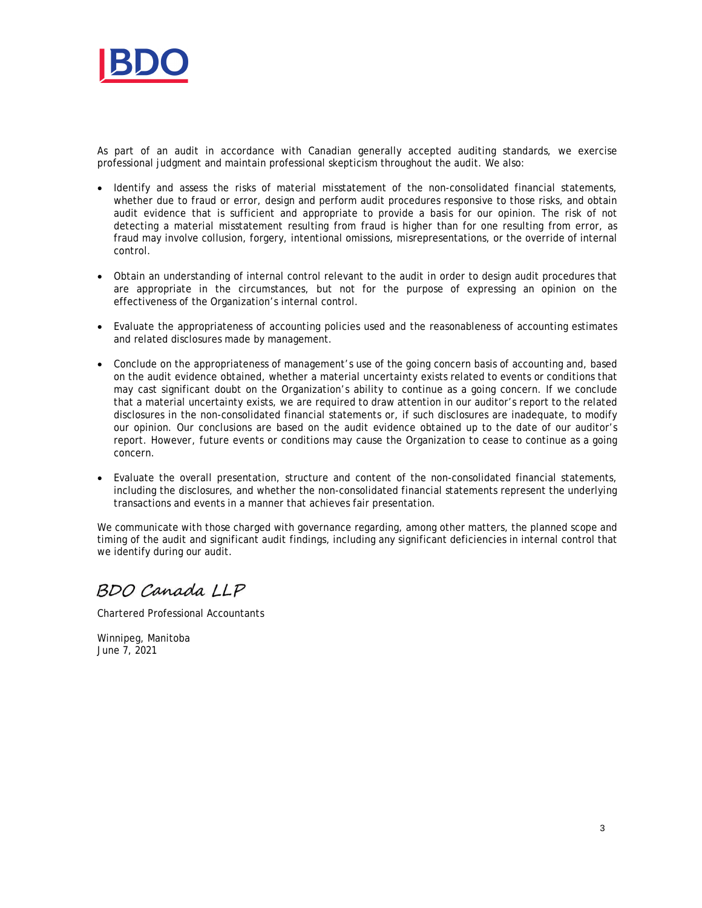As part of an audit in accordance with Canadian generally accepted auditing standards, we exercise professional judgment and maintain professional skepticism throughout the audit. We also:

- Identify and assess the risks of material misstatement of the non-consolidated financial statements, whether due to fraud or error, design and perform audit procedures responsive to those risks, and obtain audit evidence that is sufficient and appropriate to provide a basis for our opinion. The risk of not detecting a material misstatement resulting from fraud is higher than for one resulting from error, as fraud may involve collusion, forgery, intentional omissions, misrepresentations, or the override of internal control.

- Obtain an understanding of internal control relevant to the audit in order to design audit procedures that are appropriate in the circumstances, but not for the purpose of expressing an opinion on the effectiveness of the Organization's internal control.

- Evaluate the appropriateness of accounting policies used and the reasonableness of accounting estimates and related disclosures made by management.

- Conclude on the appropriateness of management's use of the going concern basis of accounting and, based on the audit evidence obtained, whether a material uncertainty exists related to events or conditions that may cast significant doubt on the Organization's ability to continue as a going concern. If we conclude that a material uncertainty exists, we are required to draw attention in our auditor's report to the related disclosures in the non-consolidated financial statements or, if such disclosures are inadequate, to modify our opinion. Our conclusions are based on the audit evidence obtained up to the date of our auditor's report. However, future events or conditions may cause the Organization to cease to continue as a going concern.

- Evaluate the overall presentation, structure and content of the non-consolidated financial statements, including the disclosures, and whether the non-consolidated financial statements represent the underlying transactions and events in a manner that achieves fair presentation.

We communicate with those charged with governance regarding, among other matters, the planned scope and timing of the audit and significant audit findings, including any significant deficiencies in internal control that we identify during our audit.

*BDO Canada LLP*

Chartered Professional Accountants

Winnipeg, Manitoba
June 7, 2021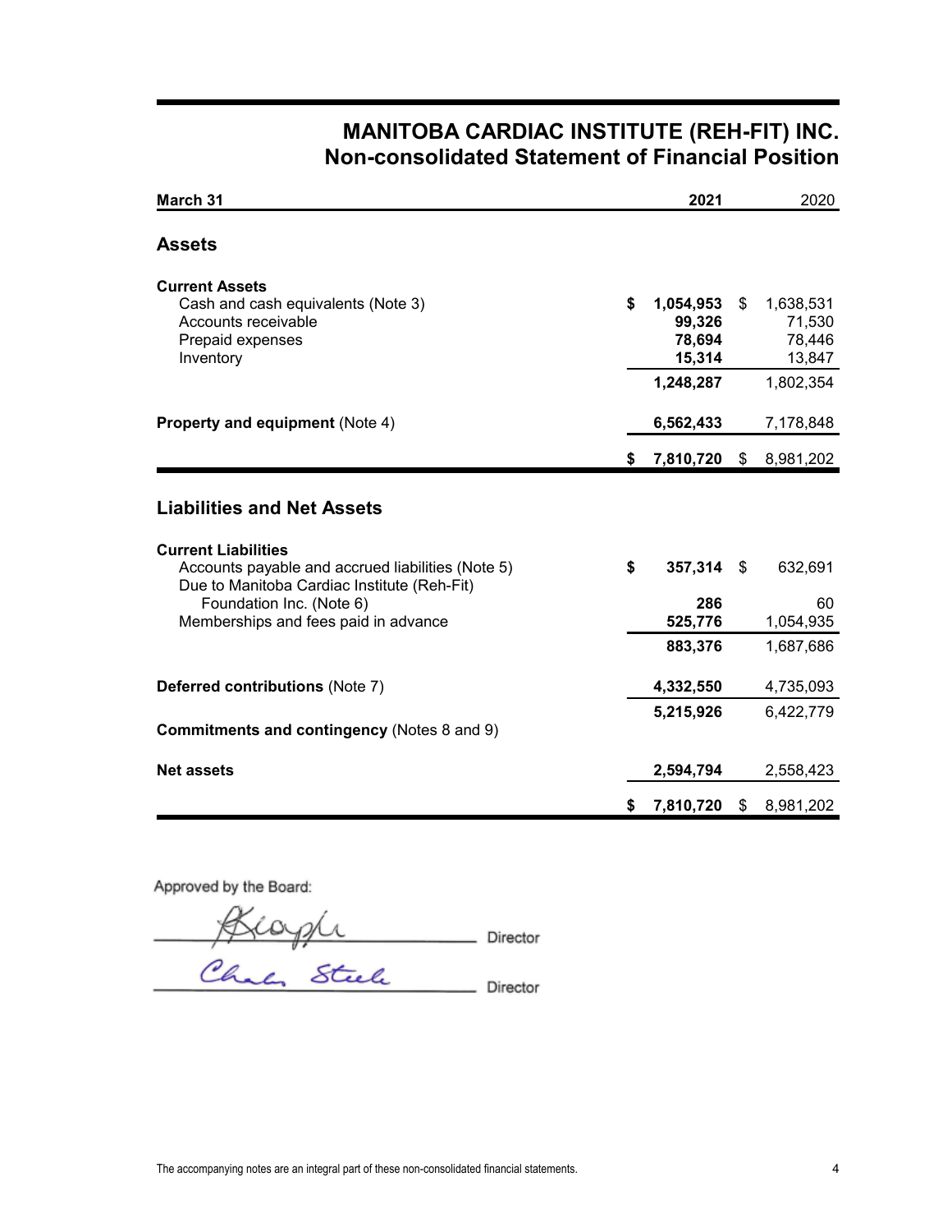# MANITOBA CARDIAC INSTITUTE (REH-FIT) INC.
## Non-consolidated Statement of Financial Position

| March 31 | 2021 | 2020 |
|---|---|---|
| **Assets** | | |
| **Current Assets** | | |
| Cash and cash equivalents (Note 3) | **$ 1,054,953** | $ 1,638,531 |
| Accounts receivable | **99,326** | 71,530 |
| Prepaid expenses | **78,694** | 78,446 |
| Inventory | **15,314** | 13,847 |
| | **1,248,287** | 1,802,354 |
| **Property and equipment** (Note 4) | **6,562,433** | 7,178,848 |
| | **$ 7,810,720** | $ 8,981,202 |
| **Liabilities and Net Assets** | | |
| **Current Liabilities** | | |
| Accounts payable and accrued liabilities (Note 5) | **$ 357,314** | $ 632,691 |
| Due to Manitoba Cardiac Institute (Reh-Fit) Foundation Inc. (Note 6) | **286** | 60 |
| Memberships and fees paid in advance | **525,776** | 1,054,935 |
| | **883,376** | 1,687,686 |
| **Deferred contributions** (Note 7) | **4,332,550** | 4,735,093 |
| | **5,215,926** | 6,422,779 |
| **Commitments and contingency** (Notes 8 and 9) | | |
| **Net assets** | **2,594,794** | 2,558,423 |
| | **$ 7,810,720** | $ 8,981,202 |

Approved by the Board:

_______________ Director

_______________ Director

The accompanying notes are an integral part of these non-consolidated financial statements.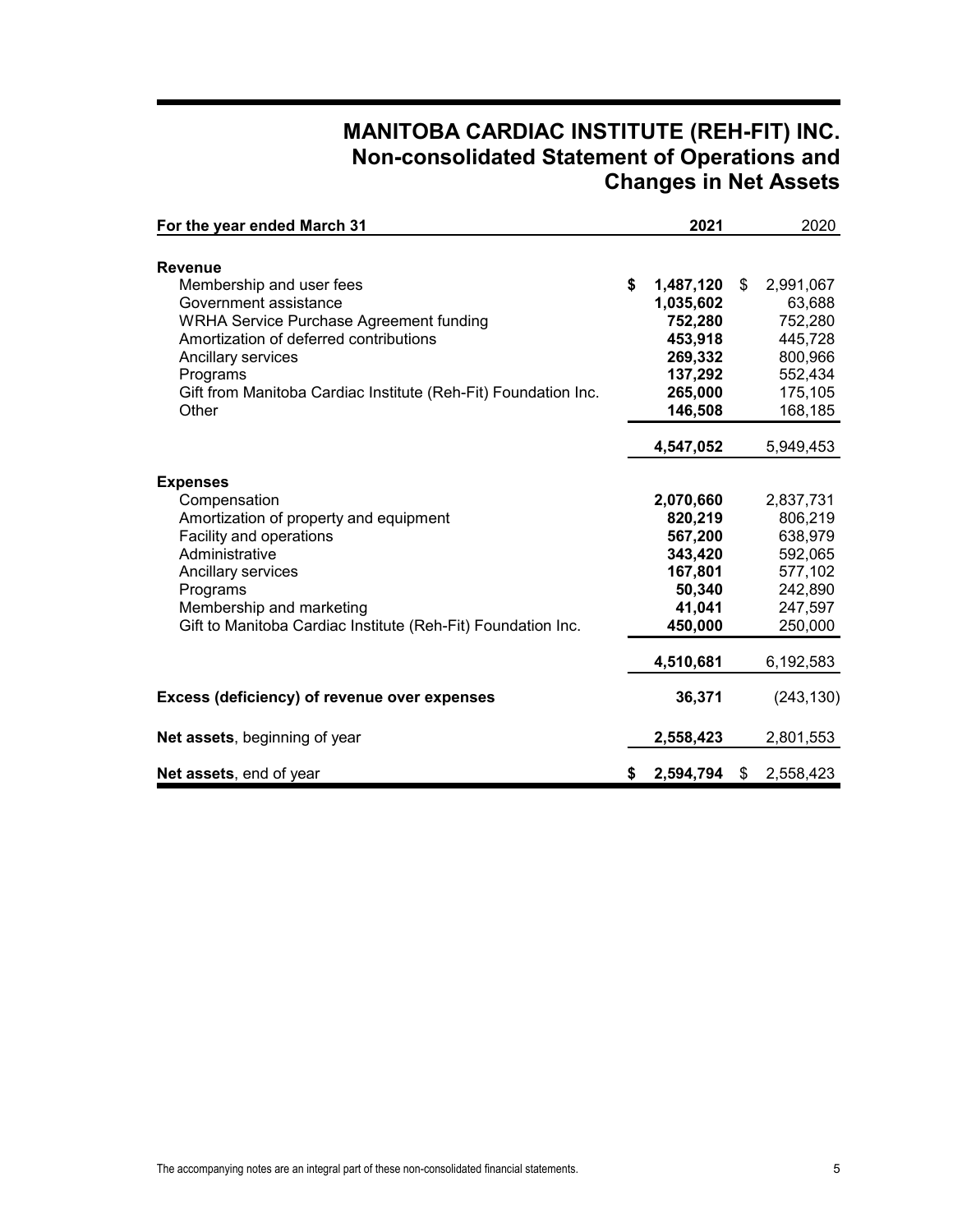# MANITOBA CARDIAC INSTITUTE (REH-FIT) INC.
## Non-consolidated Statement of Operations and Changes in Net Assets

| For the year ended March 31 | 2021 | 2020 |
|---|---|---|
| **Revenue** | | |
| Membership and user fees | **$ 1,487,120** | $ 2,991,067 |
| Government assistance | **1,035,602** | 63,688 |
| WRHA Service Purchase Agreement funding | **752,280** | 752,280 |
| Amortization of deferred contributions | **453,918** | 445,728 |
| Ancillary services | **269,332** | 800,966 |
| Programs | **137,292** | 552,434 |
| Gift from Manitoba Cardiac Institute (Reh-Fit) Foundation Inc. | **265,000** | 175,105 |
| Other | **146,508** | 168,185 |
| | **4,547,052** | 5,949,453 |
| **Expenses** | | |
| Compensation | **2,070,660** | 2,837,731 |
| Amortization of property and equipment | **820,219** | 806,219 |
| Facility and operations | **567,200** | 638,979 |
| Administrative | **343,420** | 592,065 |
| Ancillary services | **167,801** | 577,102 |
| Programs | **50,340** | 242,890 |
| Membership and marketing | **41,041** | 247,597 |
| Gift to Manitoba Cardiac Institute (Reh-Fit) Foundation Inc. | **450,000** | 250,000 |
| | **4,510,681** | 6,192,583 |
| **Excess (deficiency) of revenue over expenses** | **36,371** | (243,130) |
| **Net assets**, beginning of year | **2,558,423** | 2,801,553 |
| **Net assets**, end of year | **$ 2,594,794** | $ 2,558,423 |

The accompanying notes are an integral part of these non-consolidated financial statements.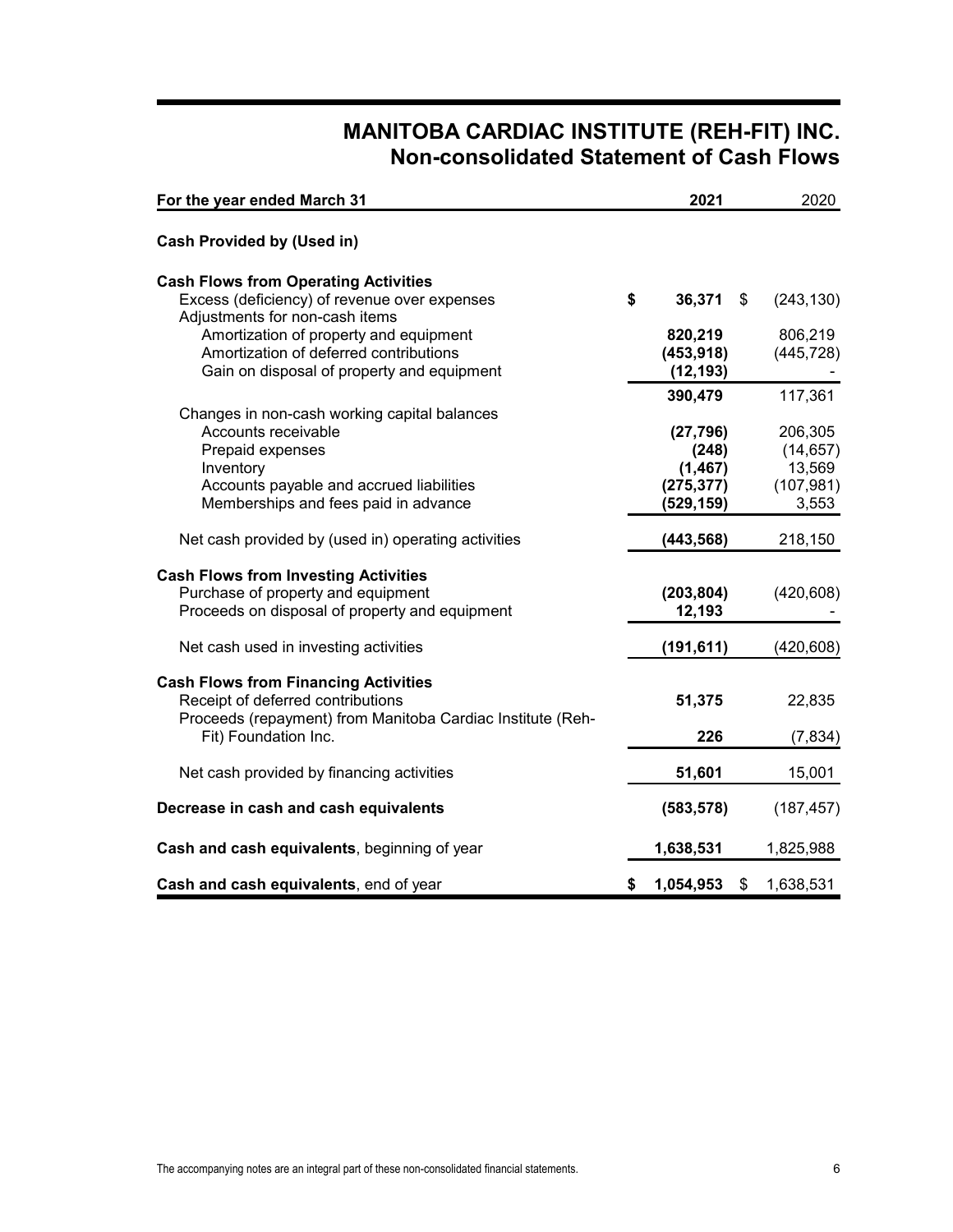# MANITOBA CARDIAC INSTITUTE (REH-FIT) INC.
## Non-consolidated Statement of Cash Flows

| For the year ended March 31 | 2021 | 2020 |
|---|---|---|
| **Cash Provided by (Used in)** | | |
| **Cash Flows from Operating Activities** | | |
| Excess (deficiency) of revenue over expenses | **$ 36,371** | $ (243,130) |
| Adjustments for non-cash items | | |
| Amortization of property and equipment | **820,219** | 806,219 |
| Amortization of deferred contributions | **(453,918)** | (445,728) |
| Gain on disposal of property and equipment | **(12,193)** | - |
| | **390,479** | 117,361 |
| Changes in non-cash working capital balances | | |
| Accounts receivable | **(27,796)** | 206,305 |
| Prepaid expenses | **(248)** | (14,657) |
| Inventory | **(1,467)** | 13,569 |
| Accounts payable and accrued liabilities | **(275,377)** | (107,981) |
| Memberships and fees paid in advance | **(529,159)** | 3,553 |
| Net cash provided by (used in) operating activities | **(443,568)** | 218,150 |
| **Cash Flows from Investing Activities** | | |
| Purchase of property and equipment | **(203,804)** | (420,608) |
| Proceeds on disposal of property and equipment | **12,193** | - |
| Net cash used in investing activities | **(191,611)** | (420,608) |
| **Cash Flows from Financing Activities** | | |
| Receipt of deferred contributions | **51,375** | 22,835 |
| Proceeds (repayment) from Manitoba Cardiac Institute (Reh-Fit) Foundation Inc. | **226** | (7,834) |
| Net cash provided by financing activities | **51,601** | 15,001 |
| **Decrease in cash and cash equivalents** | **(583,578)** | (187,457) |
| **Cash and cash equivalents**, beginning of year | **1,638,531** | 1,825,988 |
| **Cash and cash equivalents**, end of year | **$ 1,054,953** | $ 1,638,531 |

The accompanying notes are an integral part of these non-consolidated financial statements.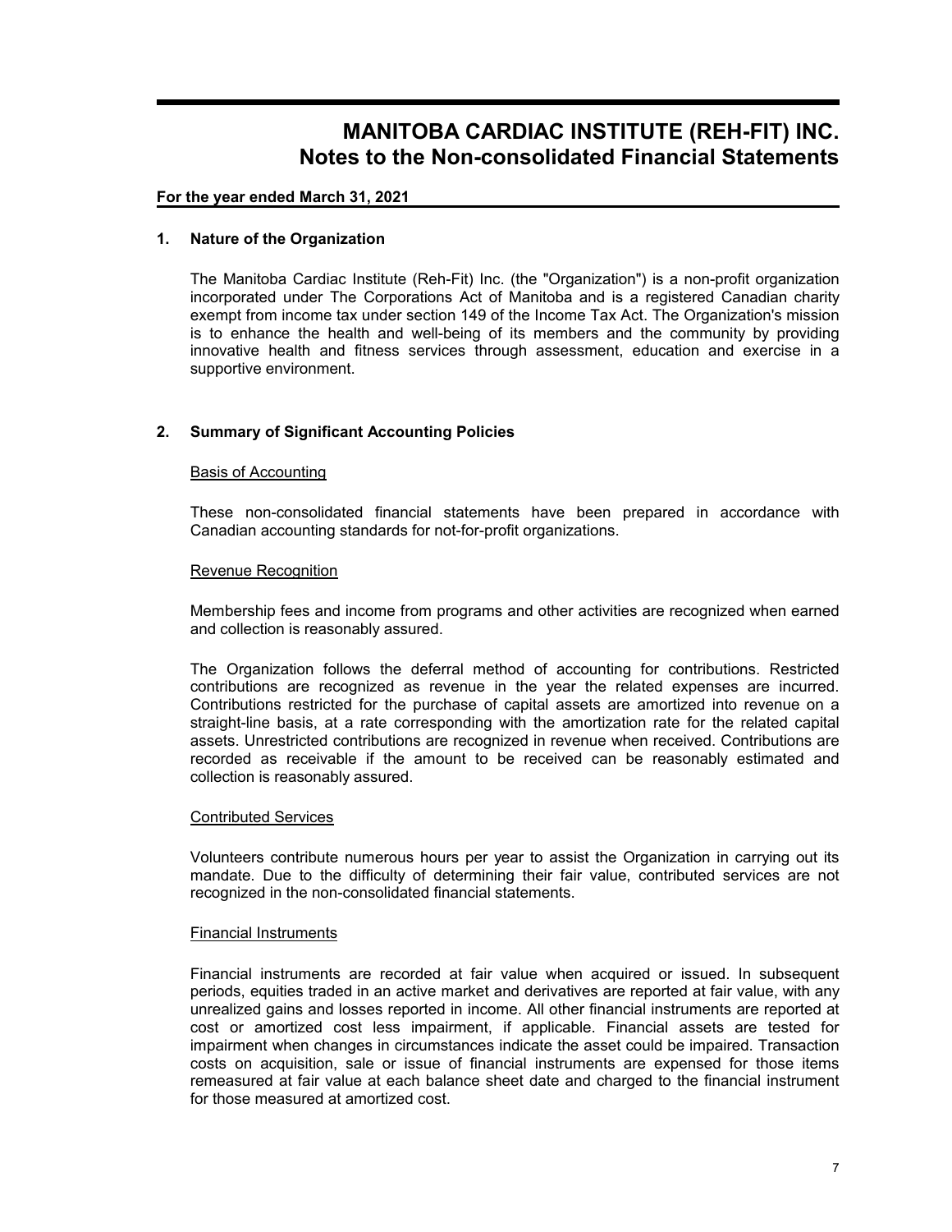# MANITOBA CARDIAC INSTITUTE (REH-FIT) INC.
## Notes to the Non-consolidated Financial Statements

**For the year ended March 31, 2021**

### 1. Nature of the Organization

The Manitoba Cardiac Institute (Reh-Fit) Inc. (the "Organization") is a non-profit organization incorporated under The Corporations Act of Manitoba and is a registered Canadian charity exempt from income tax under section 149 of the Income Tax Act. The Organization's mission is to enhance the health and well-being of its members and the community by providing innovative health and fitness services through assessment, education and exercise in a supportive environment.

### 2. Summary of Significant Accounting Policies

Basis of Accounting

These non-consolidated financial statements have been prepared in accordance with Canadian accounting standards for not-for-profit organizations.

Revenue Recognition

Membership fees and income from programs and other activities are recognized when earned and collection is reasonably assured.

The Organization follows the deferral method of accounting for contributions. Restricted contributions are recognized as revenue in the year the related expenses are incurred. Contributions restricted for the purchase of capital assets are amortized into revenue on a straight-line basis, at a rate corresponding with the amortization rate for the related capital assets. Unrestricted contributions are recognized in revenue when received. Contributions are recorded as receivable if the amount to be received can be reasonably estimated and collection is reasonably assured.

Contributed Services

Volunteers contribute numerous hours per year to assist the Organization in carrying out its mandate. Due to the difficulty of determining their fair value, contributed services are not recognized in the non-consolidated financial statements.

Financial Instruments

Financial instruments are recorded at fair value when acquired or issued. In subsequent periods, equities traded in an active market and derivatives are reported at fair value, with any unrealized gains and losses reported in income. All other financial instruments are reported at cost or amortized cost less impairment, if applicable. Financial assets are tested for impairment when changes in circumstances indicate the asset could be impaired. Transaction costs on acquisition, sale or issue of financial instruments are expensed for those items remeasured at fair value at each balance sheet date and charged to the financial instrument for those measured at amortized cost.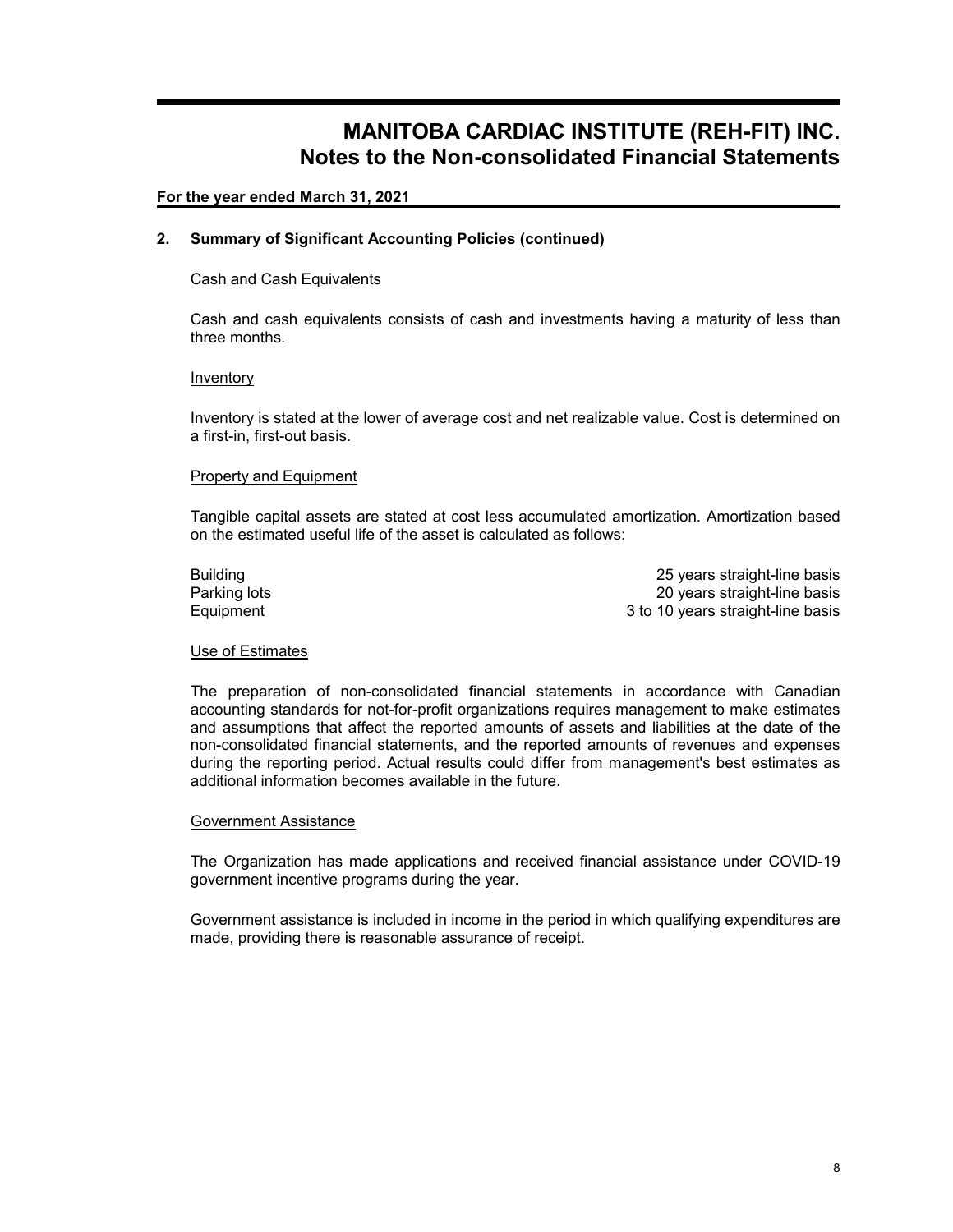# MANITOBA CARDIAC INSTITUTE (REH-FIT) INC.
## Notes to the Non-consolidated Financial Statements

**For the year ended March 31, 2021**

### 2. Summary of Significant Accounting Policies (continued)

Cash and Cash Equivalents

Cash and cash equivalents consists of cash and investments having a maturity of less than three months.

Inventory

Inventory is stated at the lower of average cost and net realizable value. Cost is determined on a first-in, first-out basis.

Property and Equipment

Tangible capital assets are stated at cost less accumulated amortization. Amortization based on the estimated useful life of the asset is calculated as follows:

| | |
|---|---|
| Building | 25 years straight-line basis |
| Parking lots | 20 years straight-line basis |
| Equipment | 3 to 10 years straight-line basis |

Use of Estimates

The preparation of non-consolidated financial statements in accordance with Canadian accounting standards for not-for-profit organizations requires management to make estimates and assumptions that affect the reported amounts of assets and liabilities at the date of the non-consolidated financial statements, and the reported amounts of revenues and expenses during the reporting period. Actual results could differ from management's best estimates as additional information becomes available in the future.

Government Assistance

The Organization has made applications and received financial assistance under COVID-19 government incentive programs during the year.

Government assistance is included in income in the period in which qualifying expenditures are made, providing there is reasonable assurance of receipt.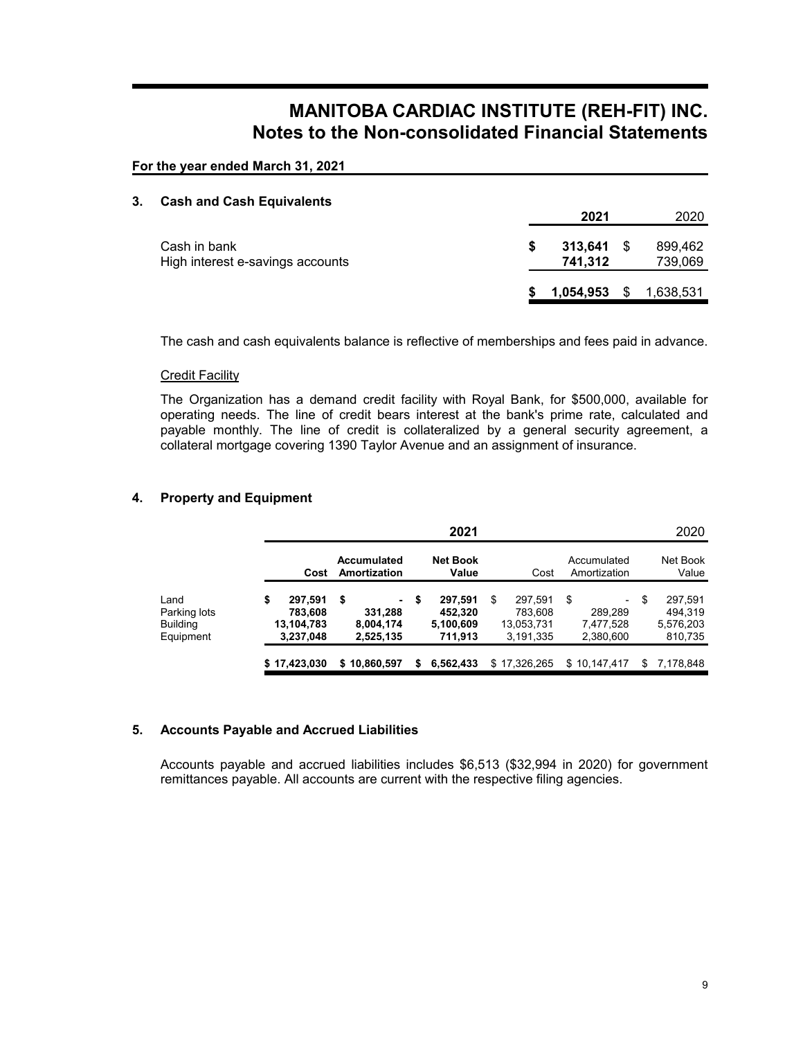# MANITOBA CARDIAC INSTITUTE (REH-FIT) INC.
## Notes to the Non-consolidated Financial Statements

**For the year ended March 31, 2021**

### 3. Cash and Cash Equivalents

| | **2021** | 2020 |
|---|---|---|
| Cash in bank | **$ 313,641** | $ 899,462 |
| High interest e-savings accounts | **741,312** | 739,069 |
| | **$ 1,054,953** | $ 1,638,531 |

The cash and cash equivalents balance is reflective of memberships and fees paid in advance.

Credit Facility

The Organization has a demand credit facility with Royal Bank, for $500,000, available for operating needs. The line of credit bears interest at the bank's prime rate, calculated and payable monthly. The line of credit is collateralized by a general security agreement, a collateral mortgage covering 1390 Taylor Avenue and an assignment of insurance.

### 4. Property and Equipment

| | **2021** | | | 2020 | | |
|---|---|---|---|---|---|---|
| | **Cost** | **Accumulated Amortization** | **Net Book Value** | Cost | Accumulated Amortization | Net Book Value |
| Land | **$ 297,591** | **$ -** | **$ 297,591** | $ 297,591 | $ - | $ 297,591 |
| Parking lots | **783,608** | **331,288** | **452,320** | 783,608 | 289,289 | 494,319 |
| Building | **13,104,783** | **8,004,174** | **5,100,609** | 13,053,731 | 7,477,528 | 5,576,203 |
| Equipment | **3,237,048** | **2,525,135** | **711,913** | 3,191,335 | 2,380,600 | 810,735 |
| | **$ 17,423,030** | **$ 10,860,597** | **$ 6,562,433** | $ 17,326,265 | $ 10,147,417 | $ 7,178,848 |

### 5. Accounts Payable and Accrued Liabilities

Accounts payable and accrued liabilities includes $6,513 ($32,994 in 2020) for government remittances payable. All accounts are current with the respective filing agencies.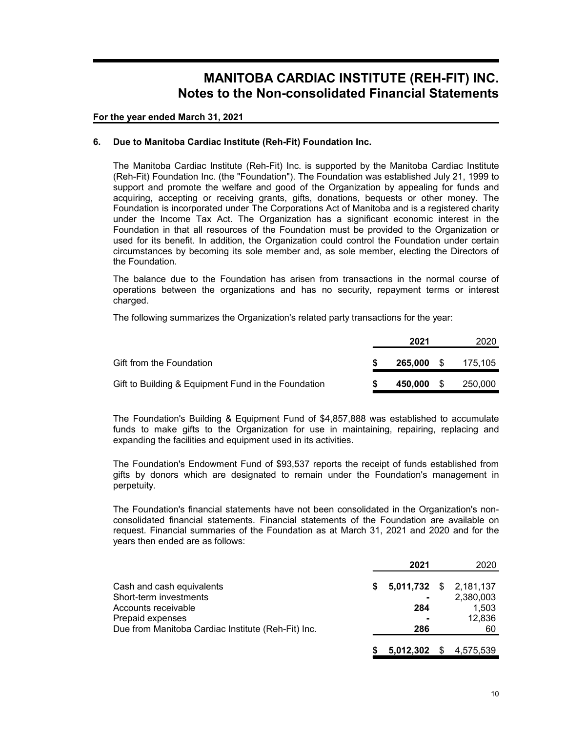# MANITOBA CARDIAC INSTITUTE (REH-FIT) INC.
## Notes to the Non-consolidated Financial Statements

**For the year ended March 31, 2021**

### 6. Due to Manitoba Cardiac Institute (Reh-Fit) Foundation Inc.

The Manitoba Cardiac Institute (Reh-Fit) Inc. is supported by the Manitoba Cardiac Institute (Reh-Fit) Foundation Inc. (the "Foundation"). The Foundation was established July 21, 1999 to support and promote the welfare and good of the Organization by appealing for funds and acquiring, accepting or receiving grants, gifts, donations, bequests or other money. The Foundation is incorporated under The Corporations Act of Manitoba and is a registered charity under the Income Tax Act. The Organization has a significant economic interest in the Foundation in that all resources of the Foundation must be provided to the Organization or used for its benefit. In addition, the Organization could control the Foundation under certain circumstances by becoming its sole member and, as sole member, electing the Directors of the Foundation.

The balance due to the Foundation has arisen from transactions in the normal course of operations between the organizations and has no security, repayment terms or interest charged.

The following summarizes the Organization's related party transactions for the year:

| | **2021** | 2020 |
|---|---|---|
| Gift from the Foundation | **$ 265,000** | $ 175,105 |
| Gift to Building & Equipment Fund in the Foundation | **$ 450,000** | $ 250,000 |

The Foundation's Building & Equipment Fund of $4,857,888 was established to accumulate funds to make gifts to the Organization for use in maintaining, repairing, replacing and expanding the facilities and equipment used in its activities.

The Foundation's Endowment Fund of $93,537 reports the receipt of funds established from gifts by donors which are designated to remain under the Foundation's management in perpetuity.

The Foundation's financial statements have not been consolidated in the Organization's non-consolidated financial statements. Financial statements of the Foundation are available on request. Financial summaries of the Foundation as at March 31, 2021 and 2020 and for the years then ended are as follows:

| | **2021** | 2020 |
|---|---|---|
| Cash and cash equivalents | **$ 5,011,732** | $ 2,181,137 |
| Short-term investments | **-** | 2,380,003 |
| Accounts receivable | **284** | 1,503 |
| Prepaid expenses | **-** | 12,836 |
| Due from Manitoba Cardiac Institute (Reh-Fit) Inc. | **286** | 60 |
| | **$ 5,012,302** | $ 4,575,539 |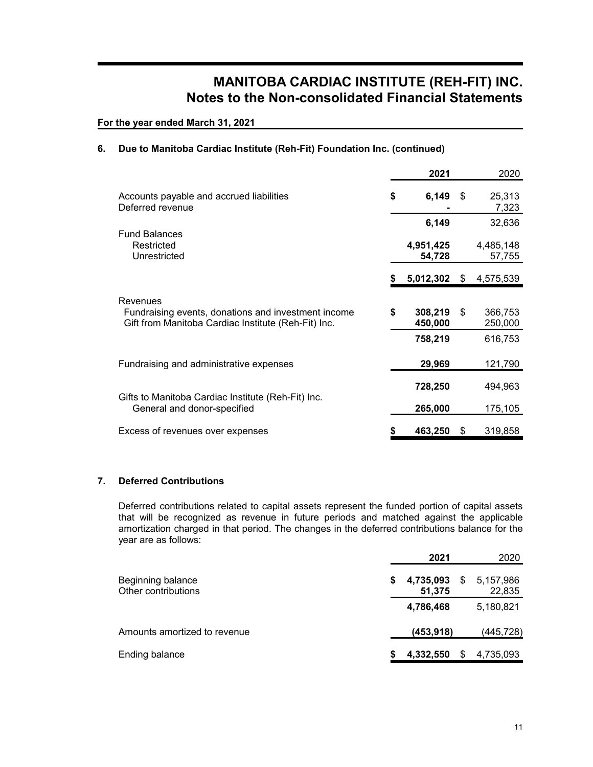# MANITOBA CARDIAC INSTITUTE (REH-FIT) INC.
## Notes to the Non-consolidated Financial Statements

**For the year ended March 31, 2021**

### 6. Due to Manitoba Cardiac Institute (Reh-Fit) Foundation Inc. (continued)

| | 2021 | 2020 |
|---|---|---|
| Accounts payable and accrued liabilities | $ 6,149 | $ 25,313 |
| Deferred revenue | - | 7,323 |
| | 6,149 | 32,636 |
| Fund Balances | | |
| Restricted | 4,951,425 | 4,485,148 |
| Unrestricted | 54,728 | 57,755 |
| | $ 5,012,302 | $ 4,575,539 |
| Revenues | | |
| Fundraising events, donations and investment income | $ 308,219 | $ 366,753 |
| Gift from Manitoba Cardiac Institute (Reh-Fit) Inc. | 450,000 | 250,000 |
| | 758,219 | 616,753 |
| Fundraising and administrative expenses | 29,969 | 121,790 |
| | 728,250 | 494,963 |
| Gifts to Manitoba Cardiac Institute (Reh-Fit) Inc. General and donor-specified | 265,000 | 175,105 |
| Excess of revenues over expenses | $ 463,250 | $ 319,858 |

### 7. Deferred Contributions

Deferred contributions related to capital assets represent the funded portion of capital assets that will be recognized as revenue in future periods and matched against the applicable amortization charged in that period. The changes in the deferred contributions balance for the year are as follows:

| | 2021 | 2020 |
|---|---|---|
| Beginning balance | $ 4,735,093 | $ 5,157,986 |
| Other contributions | 51,375 | 22,835 |
| | 4,786,468 | 5,180,821 |
| Amounts amortized to revenue | (453,918) | (445,728) |
| Ending balance | $ 4,332,550 | $ 4,735,093 |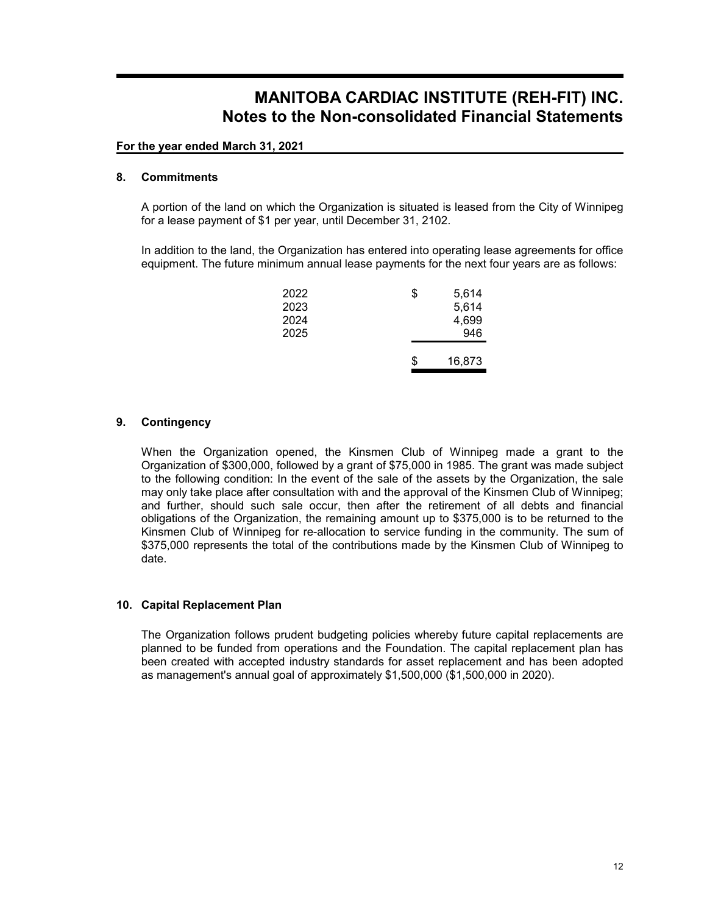# MANITOBA CARDIAC INSTITUTE (REH-FIT) INC.
## Notes to the Non-consolidated Financial Statements

**For the year ended March 31, 2021**

### 8. Commitments

A portion of the land on which the Organization is situated is leased from the City of Winnipeg for a lease payment of $1 per year, until December 31, 2102.

In addition to the land, the Organization has entered into operating lease agreements for office equipment. The future minimum annual lease payments for the next four years are as follows:

| | |
|---|---|
| 2022 | $ 5,614 |
| 2023 | 5,614 |
| 2024 | 4,699 |
| 2025 | 946 |
| | $ 16,873 |

### 9. Contingency

When the Organization opened, the Kinsmen Club of Winnipeg made a grant to the Organization of $300,000, followed by a grant of $75,000 in 1985. The grant was made subject to the following condition: In the event of the sale of the assets by the Organization, the sale may only take place after consultation with and the approval of the Kinsmen Club of Winnipeg; and further, should such sale occur, then after the retirement of all debts and financial obligations of the Organization, the remaining amount up to $375,000 is to be returned to the Kinsmen Club of Winnipeg for re-allocation to service funding in the community. The sum of $375,000 represents the total of the contributions made by the Kinsmen Club of Winnipeg to date.

### 10. Capital Replacement Plan

The Organization follows prudent budgeting policies whereby future capital replacements are planned to be funded from operations and the Foundation. The capital replacement plan has been created with accepted industry standards for asset replacement and has been adopted as management's annual goal of approximately $1,500,000 ($1,500,000 in 2020).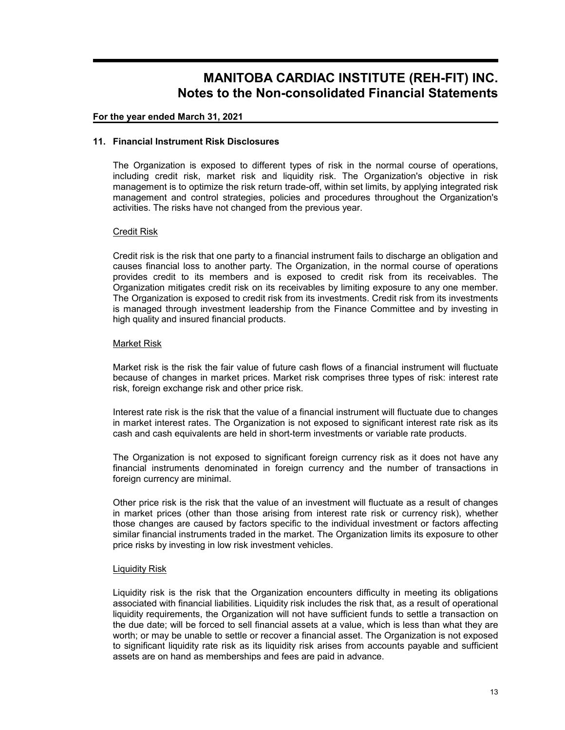# MANITOBA CARDIAC INSTITUTE (REH-FIT) INC.
## Notes to the Non-consolidated Financial Statements

**For the year ended March 31, 2021**

### 11. Financial Instrument Risk Disclosures

The Organization is exposed to different types of risk in the normal course of operations, including credit risk, market risk and liquidity risk. The Organization's objective in risk management is to optimize the risk return trade-off, within set limits, by applying integrated risk management and control strategies, policies and procedures throughout the Organization's activities. The risks have not changed from the previous year.

Credit Risk

Credit risk is the risk that one party to a financial instrument fails to discharge an obligation and causes financial loss to another party. The Organization, in the normal course of operations provides credit to its members and is exposed to credit risk from its receivables. The Organization mitigates credit risk on its receivables by limiting exposure to any one member. The Organization is exposed to credit risk from its investments. Credit risk from its investments is managed through investment leadership from the Finance Committee and by investing in high quality and insured financial products.

Market Risk

Market risk is the risk the fair value of future cash flows of a financial instrument will fluctuate because of changes in market prices. Market risk comprises three types of risk: interest rate risk, foreign exchange risk and other price risk.

Interest rate risk is the risk that the value of a financial instrument will fluctuate due to changes in market interest rates. The Organization is not exposed to significant interest rate risk as its cash and cash equivalents are held in short-term investments or variable rate products.

The Organization is not exposed to significant foreign currency risk as it does not have any financial instruments denominated in foreign currency and the number of transactions in foreign currency are minimal.

Other price risk is the risk that the value of an investment will fluctuate as a result of changes in market prices (other than those arising from interest rate risk or currency risk), whether those changes are caused by factors specific to the individual investment or factors affecting similar financial instruments traded in the market. The Organization limits its exposure to other price risks by investing in low risk investment vehicles.

Liquidity Risk

Liquidity risk is the risk that the Organization encounters difficulty in meeting its obligations associated with financial liabilities. Liquidity risk includes the risk that, as a result of operational liquidity requirements, the Organization will not have sufficient funds to settle a transaction on the due date; will be forced to sell financial assets at a value, which is less than what they are worth; or may be unable to settle or recover a financial asset. The Organization is not exposed to significant liquidity rate risk as its liquidity risk arises from accounts payable and sufficient assets are on hand as memberships and fees are paid in advance.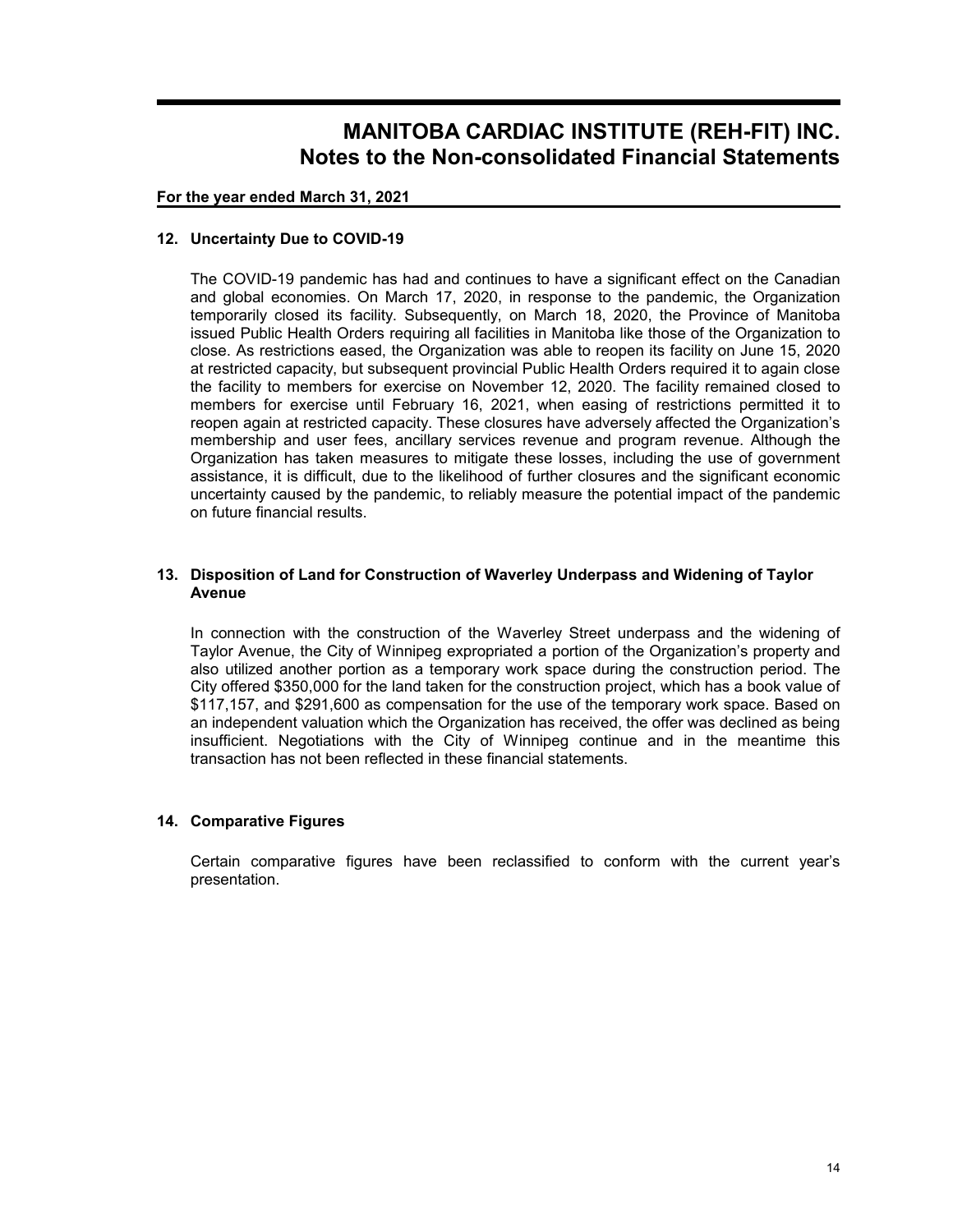# MANITOBA CARDIAC INSTITUTE (REH-FIT) INC.
## Notes to the Non-consolidated Financial Statements

**For the year ended March 31, 2021**

### 12. Uncertainty Due to COVID-19

The COVID-19 pandemic has had and continues to have a significant effect on the Canadian and global economies. On March 17, 2020, in response to the pandemic, the Organization temporarily closed its facility. Subsequently, on March 18, 2020, the Province of Manitoba issued Public Health Orders requiring all facilities in Manitoba like those of the Organization to close. As restrictions eased, the Organization was able to reopen its facility on June 15, 2020 at restricted capacity, but subsequent provincial Public Health Orders required it to again close the facility to members for exercise on November 12, 2020. The facility remained closed to members for exercise until February 16, 2021, when easing of restrictions permitted it to reopen again at restricted capacity. These closures have adversely affected the Organization's membership and user fees, ancillary services revenue and program revenue. Although the Organization has taken measures to mitigate these losses, including the use of government assistance, it is difficult, due to the likelihood of further closures and the significant economic uncertainty caused by the pandemic, to reliably measure the potential impact of the pandemic on future financial results.

### 13. Disposition of Land for Construction of Waverley Underpass and Widening of Taylor Avenue

In connection with the construction of the Waverley Street underpass and the widening of Taylor Avenue, the City of Winnipeg expropriated a portion of the Organization's property and also utilized another portion as a temporary work space during the construction period. The City offered $350,000 for the land taken for the construction project, which has a book value of $117,157, and $291,600 as compensation for the use of the temporary work space. Based on an independent valuation which the Organization has received, the offer was declined as being insufficient. Negotiations with the City of Winnipeg continue and in the meantime this transaction has not been reflected in these financial statements.

### 14. Comparative Figures

Certain comparative figures have been reclassified to conform with the current year's presentation.